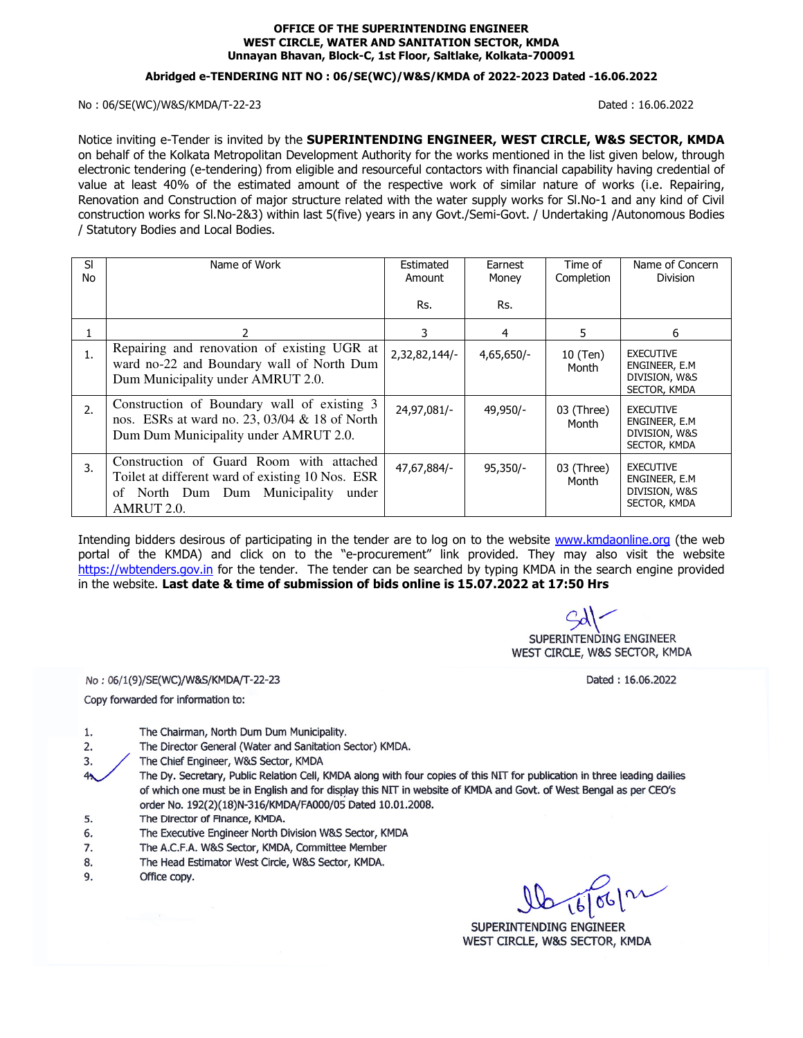**OFFICE OF THE SUPERINTENDING ENGINEER**
**WEST CIRCLE, WATER AND SANITATION SECTOR, KMDA**
**Unnayan Bhavan, Block-C, 1st Floor, Saltlake, Kolkata-700091**

**Abridged e-TENDERING NIT NO : 06/SE(WC)/W&S/KMDA of 2022-2023 Dated -16.06.2022**

No : 06/SE(WC)/W&S/KMDA/T-22-23 Dated : 16.06.2022

Notice inviting e-Tender is invited by the **SUPERINTENDING ENGINEER, WEST CIRCLE, W&S SECTOR, KMDA** on behalf of the Kolkata Metropolitan Development Authority for the works mentioned in the list given below, through electronic tendering (e-tendering) from eligible and resourceful contactors with financial capability having credential of value at least 40% of the estimated amount of the respective work of similar nature of works (i.e. Repairing, Renovation and Construction of major structure related with the water supply works for Sl.No-1 and any kind of Civil construction works for Sl.No-2&3) within last 5(five) years in any Govt./Semi-Govt. / Undertaking /Autonomous Bodies / Statutory Bodies and Local Bodies.

| Sl No | Name of Work | Estimated Amount Rs. | Earnest Money Rs. | Time of Completion | Name of Concern Division |
|---|---|---|---|---|---|
| 1 | 2 | 3 | 4 | 5 | 6 |
| 1. | Repairing and renovation of existing UGR at ward no-22 and Boundary wall of North Dum Dum Municipality under AMRUT 2.0. | 2,32,82,144/- | 4,65,650/- | 10 (Ten) Month | EXECUTIVE ENGINEER, E.M DIVISION, W&S SECTOR, KMDA |
| 2. | Construction of Boundary wall of existing 3 nos. ESRs at ward no. 23, 03/04 & 18 of North Dum Dum Municipality under AMRUT 2.0. | 24,97,081/- | 49,950/- | 03 (Three) Month | EXECUTIVE ENGINEER, E.M DIVISION, W&S SECTOR, KMDA |
| 3. | Construction of Guard Room with attached Toilet at different ward of existing 10 Nos. ESR of North Dum Dum Municipality under AMRUT 2.0. | 47,67,884/- | 95,350/- | 03 (Three) Month | EXECUTIVE ENGINEER, E.M DIVISION, W&S SECTOR, KMDA |

Intending bidders desirous of participating in the tender are to log on to the website www.kmdaonline.org (the web portal of the KMDA) and click on to the "e-procurement" link provided. They may also visit the website https://wbtenders.gov.in for the tender. The tender can be searched by typing KMDA in the search engine provided in the website. **Last date & time of submission of bids online is 15.07.2022 at 17:50 Hrs**

Sd/-
SUPERINTENDING ENGINEER
WEST CIRCLE, W&S SECTOR, KMDA

No : 06/1(9)/SE(WC)/W&S/KMDA/T-22-23 Dated : 16.06.2022

Copy forwarded for information to:

1. The Chairman, North Dum Dum Municipality.
2. The Director General (Water and Sanitation Sector) KMDA.
3. The Chief Engineer, W&S Sector, KMDA
4. The Dy. Secretary, Public Relation Cell, KMDA along with four copies of this NIT for publication in three leading dailies of which one must be in English and for display this NIT in website of KMDA and Govt. of West Bengal as per CEO's order No. 192(2)(18)N-316/KMDA/FA000/05 Dated 10.01.2008.
5. The Director of Finance, KMDA.
6. The Executive Engineer North Division W&S Sector, KMDA
7. The A.C.F.A. W&S Sector, KMDA, Committee Member
8. The Head Estimator West Circle, W&S Sector, KMDA.
9. Office copy.

16/06/22

SUPERINTENDING ENGINEER
WEST CIRCLE, W&S SECTOR, KMDA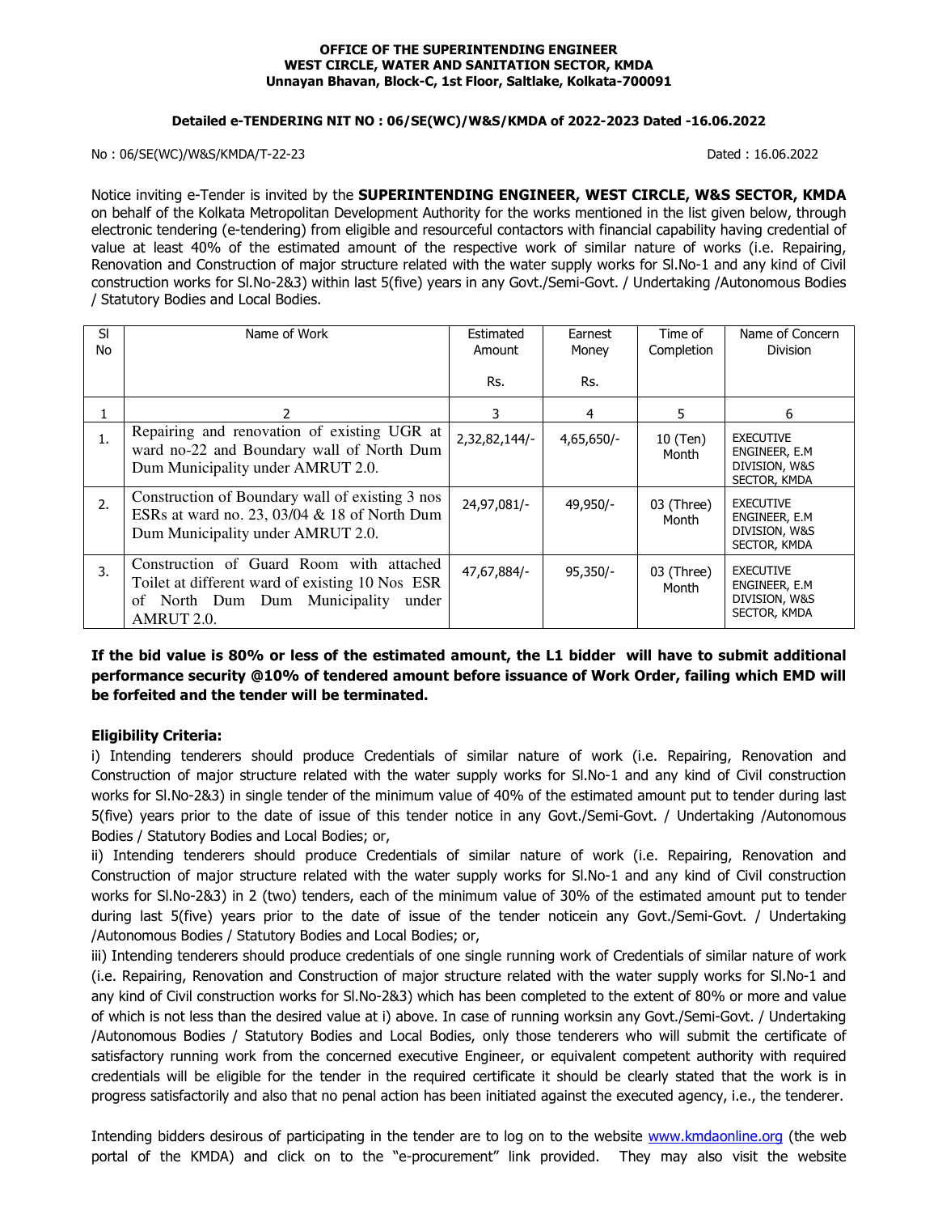**OFFICE OF THE SUPERINTENDING ENGINEER**
**WEST CIRCLE, WATER AND SANITATION SECTOR, KMDA**
**Unnayan Bhavan, Block-C, 1st Floor, Saltlake, Kolkata-700091**

**Detailed e-TENDERING NIT NO : 06/SE(WC)/W&S/KMDA of 2022-2023 Dated -16.06.2022**

No : 06/SE(WC)/W&S/KMDA/T-22-23 Dated : 16.06.2022

Notice inviting e-Tender is invited by the **SUPERINTENDING ENGINEER, WEST CIRCLE, W&S SECTOR, KMDA** on behalf of the Kolkata Metropolitan Development Authority for the works mentioned in the list given below, through electronic tendering (e-tendering) from eligible and resourceful contactors with financial capability having credential of value at least 40% of the estimated amount of the respective work of similar nature of works (i.e. Repairing, Renovation and Construction of major structure related with the water supply works for Sl.No-1 and any kind of Civil construction works for Sl.No-2&3) within last 5(five) years in any Govt./Semi-Govt. / Undertaking /Autonomous Bodies / Statutory Bodies and Local Bodies.

| Sl No | Name of Work | Estimated Amount Rs. | Earnest Money Rs. | Time of Completion | Name of Concern Division |
|---|---|---|---|---|---|
| 1 | 2 | 3 | 4 | 5 | 6 |
| 1. | Repairing and renovation of existing UGR at ward no-22 and Boundary wall of North Dum Dum Municipality under AMRUT 2.0. | 2,32,82,144/- | 4,65,650/- | 10 (Ten) Month | EXECUTIVE ENGINEER, E.M DIVISION, W&S SECTOR, KMDA |
| 2. | Construction of Boundary wall of existing 3 nos ESRs at ward no. 23, 03/04 & 18 of North Dum Dum Municipality under AMRUT 2.0. | 24,97,081/- | 49,950/- | 03 (Three) Month | EXECUTIVE ENGINEER, E.M DIVISION, W&S SECTOR, KMDA |
| 3. | Construction of Guard Room with attached Toilet at different ward of existing 10 Nos ESR of North Dum Dum Municipality under AMRUT 2.0. | 47,67,884/- | 95,350/- | 03 (Three) Month | EXECUTIVE ENGINEER, E.M DIVISION, W&S SECTOR, KMDA |

**If the bid value is 80% or less of the estimated amount, the L1 bidder will have to submit additional performance security @10% of tendered amount before issuance of Work Order, failing which EMD will be forfeited and the tender will be terminated.**

**Eligibility Criteria:**

i) Intending tenderers should produce Credentials of similar nature of work (i.e. Repairing, Renovation and Construction of major structure related with the water supply works for Sl.No-1 and any kind of Civil construction works for Sl.No-2&3) in single tender of the minimum value of 40% of the estimated amount put to tender during last 5(five) years prior to the date of issue of this tender notice in any Govt./Semi-Govt. / Undertaking /Autonomous Bodies / Statutory Bodies and Local Bodies; or,

ii) Intending tenderers should produce Credentials of similar nature of work (i.e. Repairing, Renovation and Construction of major structure related with the water supply works for Sl.No-1 and any kind of Civil construction works for Sl.No-2&3) in 2 (two) tenders, each of the minimum value of 30% of the estimated amount put to tender during last 5(five) years prior to the date of issue of the tender noticein any Govt./Semi-Govt. / Undertaking /Autonomous Bodies / Statutory Bodies and Local Bodies; or,

iii) Intending tenderers should produce credentials of one single running work of Credentials of similar nature of work (i.e. Repairing, Renovation and Construction of major structure related with the water supply works for Sl.No-1 and any kind of Civil construction works for Sl.No-2&3) which has been completed to the extent of 80% or more and value of which is not less than the desired value at i) above. In case of running worksin any Govt./Semi-Govt. / Undertaking /Autonomous Bodies / Statutory Bodies and Local Bodies, only those tenderers who will submit the certificate of satisfactory running work from the concerned executive Engineer, or equivalent competent authority with required credentials will be eligible for the tender in the required certificate it should be clearly stated that the work is in progress satisfactorily and also that no penal action has been initiated against the executed agency, i.e., the tenderer.

Intending bidders desirous of participating in the tender are to log on to the website www.kmdaonline.org (the web portal of the KMDA) and click on to the "e-procurement" link provided. They may also visit the website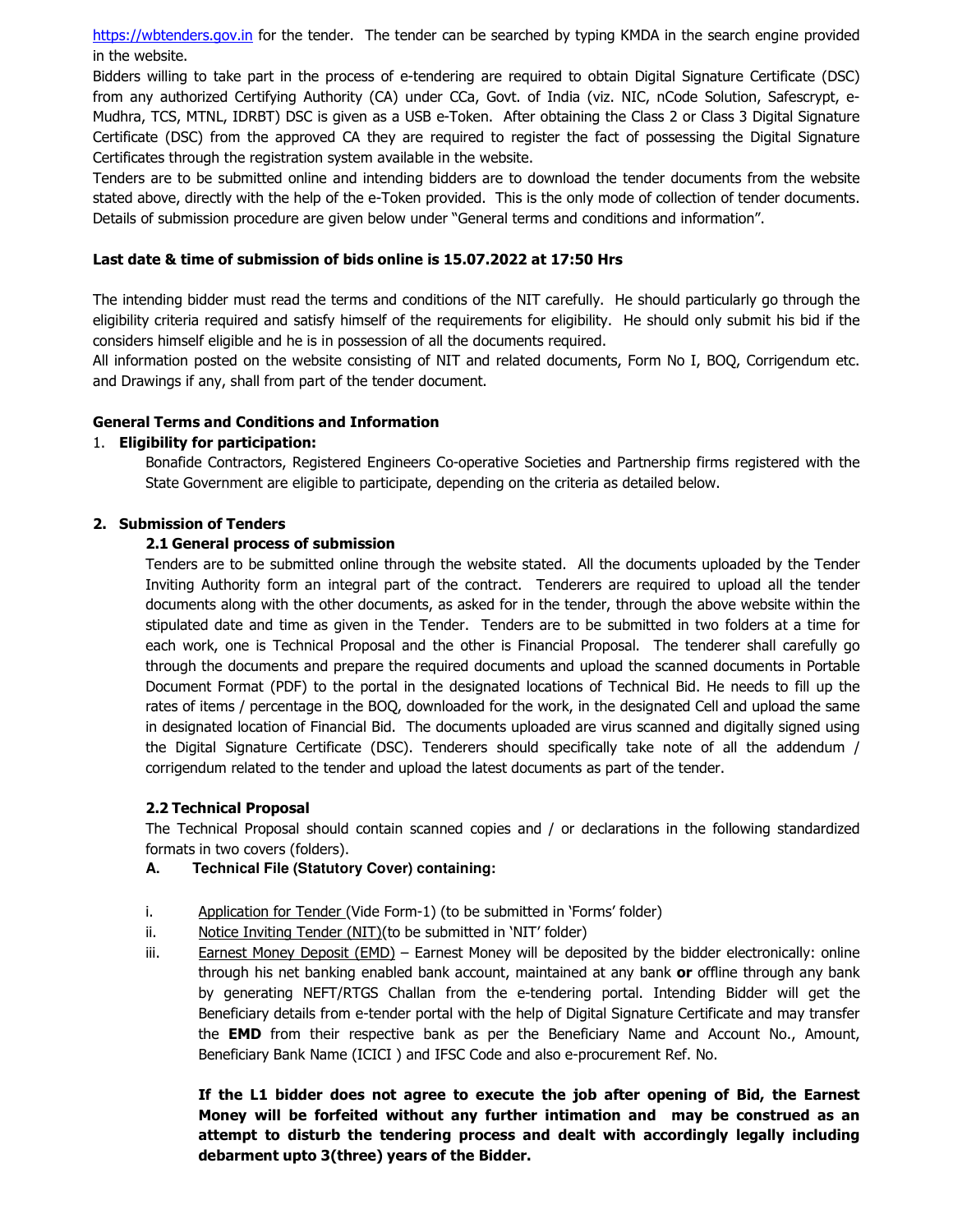https://wbtenders.gov.in for the tender. The tender can be searched by typing KMDA in the search engine provided in the website.

Bidders willing to take part in the process of e-tendering are required to obtain Digital Signature Certificate (DSC) from any authorized Certifying Authority (CA) under CCa, Govt. of India (viz. NIC, nCode Solution, Safescrypt, e-Mudhra, TCS, MTNL, IDRBT) DSC is given as a USB e-Token. After obtaining the Class 2 or Class 3 Digital Signature Certificate (DSC) from the approved CA they are required to register the fact of possessing the Digital Signature Certificates through the registration system available in the website.

Tenders are to be submitted online and intending bidders are to download the tender documents from the website stated above, directly with the help of the e-Token provided. This is the only mode of collection of tender documents. Details of submission procedure are given below under "General terms and conditions and information".

**Last date & time of submission of bids online is 15.07.2022 at 17:50 Hrs**

The intending bidder must read the terms and conditions of the NIT carefully. He should particularly go through the eligibility criteria required and satisfy himself of the requirements for eligibility. He should only submit his bid if the considers himself eligible and he is in possession of all the documents required.

All information posted on the website consisting of NIT and related documents, Form No I, BOQ, Corrigendum etc. and Drawings if any, shall from part of the tender document.

**General Terms and Conditions and Information**

1. **Eligibility for participation:**

   Bonafide Contractors, Registered Engineers Co-operative Societies and Partnership firms registered with the State Government are eligible to participate, depending on the criteria as detailed below.

**2. Submission of Tenders**

**2.1 General process of submission**

Tenders are to be submitted online through the website stated. All the documents uploaded by the Tender Inviting Authority form an integral part of the contract. Tenderers are required to upload all the tender documents along with the other documents, as asked for in the tender, through the above website within the stipulated date and time as given in the Tender. Tenders are to be submitted in two folders at a time for each work, one is Technical Proposal and the other is Financial Proposal. The tenderer shall carefully go through the documents and prepare the required documents and upload the scanned documents in Portable Document Format (PDF) to the portal in the designated locations of Technical Bid. He needs to fill up the rates of items / percentage in the BOQ, downloaded for the work, in the designated Cell and upload the same in designated location of Financial Bid. The documents uploaded are virus scanned and digitally signed using the Digital Signature Certificate (DSC). Tenderers should specifically take note of all the addendum / corrigendum related to the tender and upload the latest documents as part of the tender.

**2.2 Technical Proposal**

The Technical Proposal should contain scanned copies and / or declarations in the following standardized formats in two covers (folders).

**A. Technical File (Statutory Cover) containing:**

i. Application for Tender (Vide Form-1) (to be submitted in 'Forms' folder)

ii. Notice Inviting Tender (NIT)(to be submitted in 'NIT' folder)

iii. Earnest Money Deposit (EMD) – Earnest Money will be deposited by the bidder electronically: online through his net banking enabled bank account, maintained at any bank **or** offline through any bank by generating NEFT/RTGS Challan from the e-tendering portal. Intending Bidder will get the Beneficiary details from e-tender portal with the help of Digital Signature Certificate and may transfer the **EMD** from their respective bank as per the Beneficiary Name and Account No., Amount, Beneficiary Bank Name (ICICI ) and IFSC Code and also e-procurement Ref. No.

**If the L1 bidder does not agree to execute the job after opening of Bid, the Earnest Money will be forfeited without any further intimation and may be construed as an attempt to disturb the tendering process and dealt with accordingly legally including debarment upto 3(three) years of the Bidder.**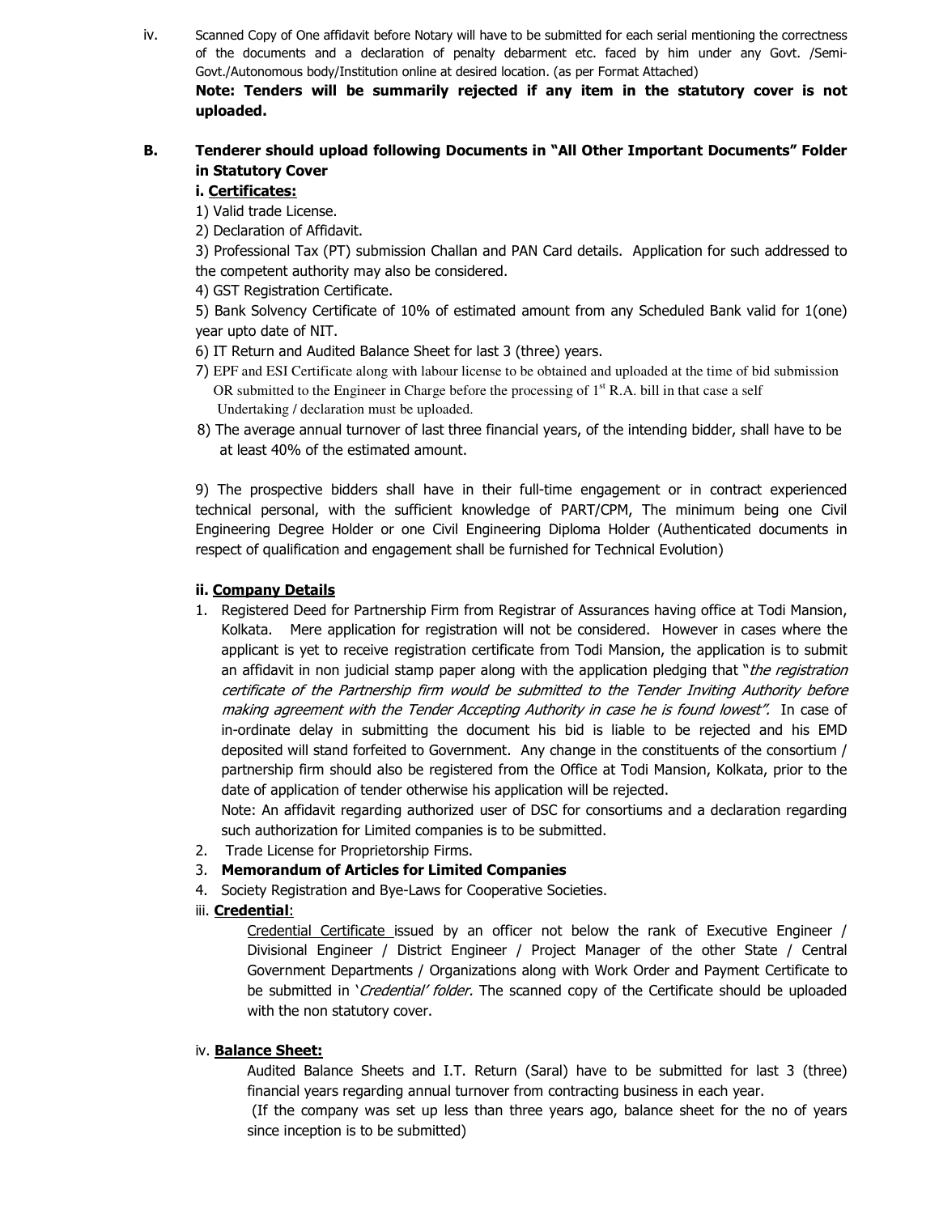iv. Scanned Copy of One affidavit before Notary will have to be submitted for each serial mentioning the correctness of the documents and a declaration of penalty debarment etc. faced by him under any Govt. /Semi-Govt./Autonomous body/Institution online at desired location. (as per Format Attached)

**Note: Tenders will be summarily rejected if any item in the statutory cover is not uploaded.**

**B. Tenderer should upload following Documents in "All Other Important Documents" Folder in Statutory Cover**

**i. Certificates:**

1) Valid trade License.

2) Declaration of Affidavit.

3) Professional Tax (PT) submission Challan and PAN Card details. Application for such addressed to the competent authority may also be considered.

4) GST Registration Certificate.

5) Bank Solvency Certificate of 10% of estimated amount from any Scheduled Bank valid for 1(one) year upto date of NIT.

6) IT Return and Audited Balance Sheet for last 3 (three) years.

7) EPF and ESI Certificate along with labour license to be obtained and uploaded at the time of bid submission OR submitted to the Engineer in Charge before the processing of 1st R.A. bill in that case a self Undertaking / declaration must be uploaded.

8) The average annual turnover of last three financial years, of the intending bidder, shall have to be at least 40% of the estimated amount.

9) The prospective bidders shall have in their full-time engagement or in contract experienced technical personal, with the sufficient knowledge of PART/CPM, The minimum being one Civil Engineering Degree Holder or one Civil Engineering Diploma Holder (Authenticated documents in respect of qualification and engagement shall be furnished for Technical Evolution)

**ii. Company Details**

1. Registered Deed for Partnership Firm from Registrar of Assurances having office at Todi Mansion, Kolkata. Mere application for registration will not be considered. However in cases where the applicant is yet to receive registration certificate from Todi Mansion, the application is to submit an affidavit in non judicial stamp paper along with the application pledging that "*the registration certificate of the Partnership firm would be submitted to the Tender Inviting Authority before making agreement with the Tender Accepting Authority in case he is found lowest".* In case of in-ordinate delay in submitting the document his bid is liable to be rejected and his EMD deposited will stand forfeited to Government. Any change in the constituents of the consortium / partnership firm should also be registered from the Office at Todi Mansion, Kolkata, prior to the date of application of tender otherwise his application will be rejected.

   Note: An affidavit regarding authorized user of DSC for consortiums and a declaration regarding such authorization for Limited companies is to be submitted.
2. Trade License for Proprietorship Firms.
3. **Memorandum of Articles for Limited Companies**
4. Society Registration and Bye-Laws for Cooperative Societies.

iii. **Credential**:

Credential Certificate issued by an officer not below the rank of Executive Engineer / Divisional Engineer / District Engineer / Project Manager of the other State / Central Government Departments / Organizations along with Work Order and Payment Certificate to be submitted in '*Credential' folder.* The scanned copy of the Certificate should be uploaded with the non statutory cover.

iv. **Balance Sheet:**

Audited Balance Sheets and I.T. Return (Saral) have to be submitted for last 3 (three) financial years regarding annual turnover from contracting business in each year.

(If the company was set up less than three years ago, balance sheet for the no of years since inception is to be submitted)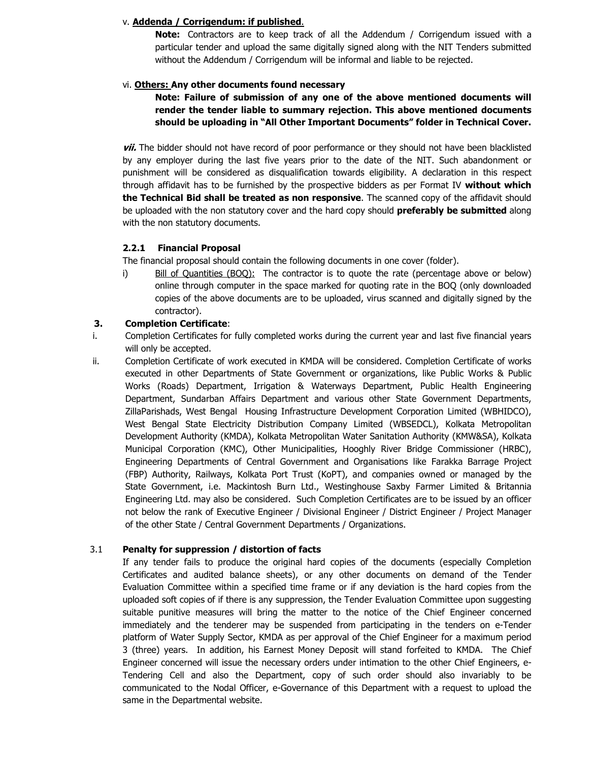v. **Addenda / Corrigendum: if published**.

**Note:** Contractors are to keep track of all the Addendum / Corrigendum issued with a particular tender and upload the same digitally signed along with the NIT Tenders submitted without the Addendum / Corrigendum will be informal and liable to be rejected.

vi. **Others: Any other documents found necessary**

**Note: Failure of submission of any one of the above mentioned documents will render the tender liable to summary rejection. This above mentioned documents should be uploading in "All Other Important Documents" folder in Technical Cover.**

***vii.*** The bidder should not have record of poor performance or they should not have been blacklisted by any employer during the last five years prior to the date of the NIT. Such abandonment or punishment will be considered as disqualification towards eligibility. A declaration in this respect through affidavit has to be furnished by the prospective bidders as per Format IV **without which the Technical Bid shall be treated as non responsive**. The scanned copy of the affidavit should be uploaded with the non statutory cover and the hard copy should **preferably be submitted** along with the non statutory documents.

### 2.2.1 Financial Proposal

The financial proposal should contain the following documents in one cover (folder).

i) Bill of Quantities (BOQ): The contractor is to quote the rate (percentage above or below) online through computer in the space marked for quoting rate in the BOQ (only downloaded copies of the above documents are to be uploaded, virus scanned and digitally signed by the contractor).

## 3. Completion Certificate:

i. Completion Certificates for fully completed works during the current year and last five financial years will only be accepted.

ii. Completion Certificate of work executed in KMDA will be considered. Completion Certificate of works executed in other Departments of State Government or organizations, like Public Works & Public Works (Roads) Department, Irrigation & Waterways Department, Public Health Engineering Department, Sundarban Affairs Department and various other State Government Departments, ZillaParishads, West Bengal Housing Infrastructure Development Corporation Limited (WBHIDCO), West Bengal State Electricity Distribution Company Limited (WBSEDCL), Kolkata Metropolitan Development Authority (KMDA), Kolkata Metropolitan Water Sanitation Authority (KMW&SA), Kolkata Municipal Corporation (KMC), Other Municipalities, Hooghly River Bridge Commissioner (HRBC), Engineering Departments of Central Government and Organisations like Farakka Barrage Project (FBP) Authority, Railways, Kolkata Port Trust (KoPT), and companies owned or managed by the State Government, i.e. Mackintosh Burn Ltd., Westinghouse Saxby Farmer Limited & Britannia Engineering Ltd. may also be considered. Such Completion Certificates are to be issued by an officer not below the rank of Executive Engineer / Divisional Engineer / District Engineer / Project Manager of the other State / Central Government Departments / Organizations.

### 3.1 Penalty for suppression / distortion of facts

If any tender fails to produce the original hard copies of the documents (especially Completion Certificates and audited balance sheets), or any other documents on demand of the Tender Evaluation Committee within a specified time frame or if any deviation is the hard copies from the uploaded soft copies of if there is any suppression, the Tender Evaluation Committee upon suggesting suitable punitive measures will bring the matter to the notice of the Chief Engineer concerned immediately and the tenderer may be suspended from participating in the tenders on e-Tender platform of Water Supply Sector, KMDA as per approval of the Chief Engineer for a maximum period 3 (three) years. In addition, his Earnest Money Deposit will stand forfeited to KMDA. The Chief Engineer concerned will issue the necessary orders under intimation to the other Chief Engineers, e-Tendering Cell and also the Department, copy of such order should also invariably to be communicated to the Nodal Officer, e-Governance of this Department with a request to upload the same in the Departmental website.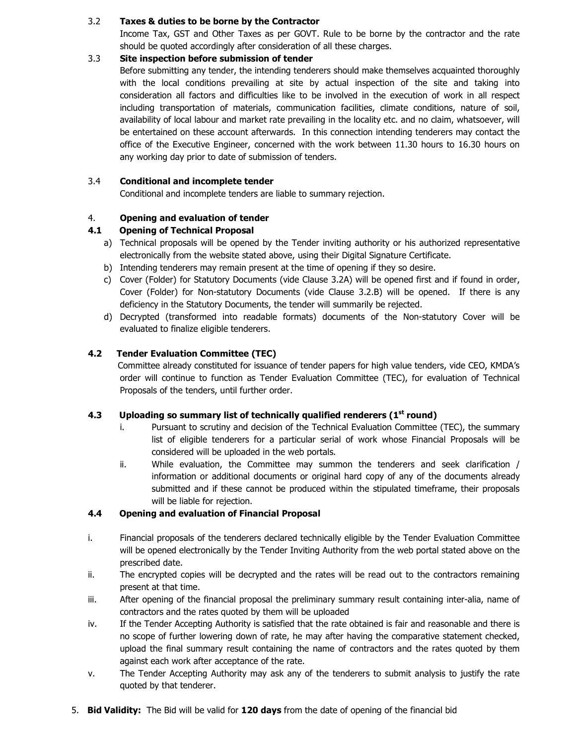3.2 **Taxes & duties to be borne by the Contractor**

Income Tax, GST and Other Taxes as per GOVT. Rule to be borne by the contractor and the rate should be quoted accordingly after consideration of all these charges.

3.3 **Site inspection before submission of tender**

Before submitting any tender, the intending tenderers should make themselves acquainted thoroughly with the local conditions prevailing at site by actual inspection of the site and taking into consideration all factors and difficulties like to be involved in the execution of work in all respect including transportation of materials, communication facilities, climate conditions, nature of soil, availability of local labour and market rate prevailing in the locality etc. and no claim, whatsoever, will be entertained on these account afterwards. In this connection intending tenderers may contact the office of the Executive Engineer, concerned with the work between 11.30 hours to 16.30 hours on any working day prior to date of submission of tenders.

3.4 **Conditional and incomplete tender**

Conditional and incomplete tenders are liable to summary rejection.

4. **Opening and evaluation of tender**

**4.1 Opening of Technical Proposal**

a) Technical proposals will be opened by the Tender inviting authority or his authorized representative electronically from the website stated above, using their Digital Signature Certificate.
b) Intending tenderers may remain present at the time of opening if they so desire.
c) Cover (Folder) for Statutory Documents (vide Clause 3.2A) will be opened first and if found in order, Cover (Folder) for Non-statutory Documents (vide Clause 3.2.B) will be opened. If there is any deficiency in the Statutory Documents, the tender will summarily be rejected.
d) Decrypted (transformed into readable formats) documents of the Non-statutory Cover will be evaluated to finalize eligible tenderers.

**4.2 Tender Evaluation Committee (TEC)**

Committee already constituted for issuance of tender papers for high value tenders, vide CEO, KMDA's order will continue to function as Tender Evaluation Committee (TEC), for evaluation of Technical Proposals of the tenders, until further order.

**4.3 Uploading so summary list of technically qualified renderers (1st round)**

i. Pursuant to scrutiny and decision of the Technical Evaluation Committee (TEC), the summary list of eligible tenderers for a particular serial of work whose Financial Proposals will be considered will be uploaded in the web portals.
ii. While evaluation, the Committee may summon the tenderers and seek clarification / information or additional documents or original hard copy of any of the documents already submitted and if these cannot be produced within the stipulated timeframe, their proposals will be liable for rejection.

**4.4 Opening and evaluation of Financial Proposal**

i. Financial proposals of the tenderers declared technically eligible by the Tender Evaluation Committee will be opened electronically by the Tender Inviting Authority from the web portal stated above on the prescribed date.
ii. The encrypted copies will be decrypted and the rates will be read out to the contractors remaining present at that time.
iii. After opening of the financial proposal the preliminary summary result containing inter-alia, name of contractors and the rates quoted by them will be uploaded
iv. If the Tender Accepting Authority is satisfied that the rate obtained is fair and reasonable and there is no scope of further lowering down of rate, he may after having the comparative statement checked, upload the final summary result containing the name of contractors and the rates quoted by them against each work after acceptance of the rate.
v. The Tender Accepting Authority may ask any of the tenderers to submit analysis to justify the rate quoted by that tenderer.

5. **Bid Validity:** The Bid will be valid for **120 days** from the date of opening of the financial bid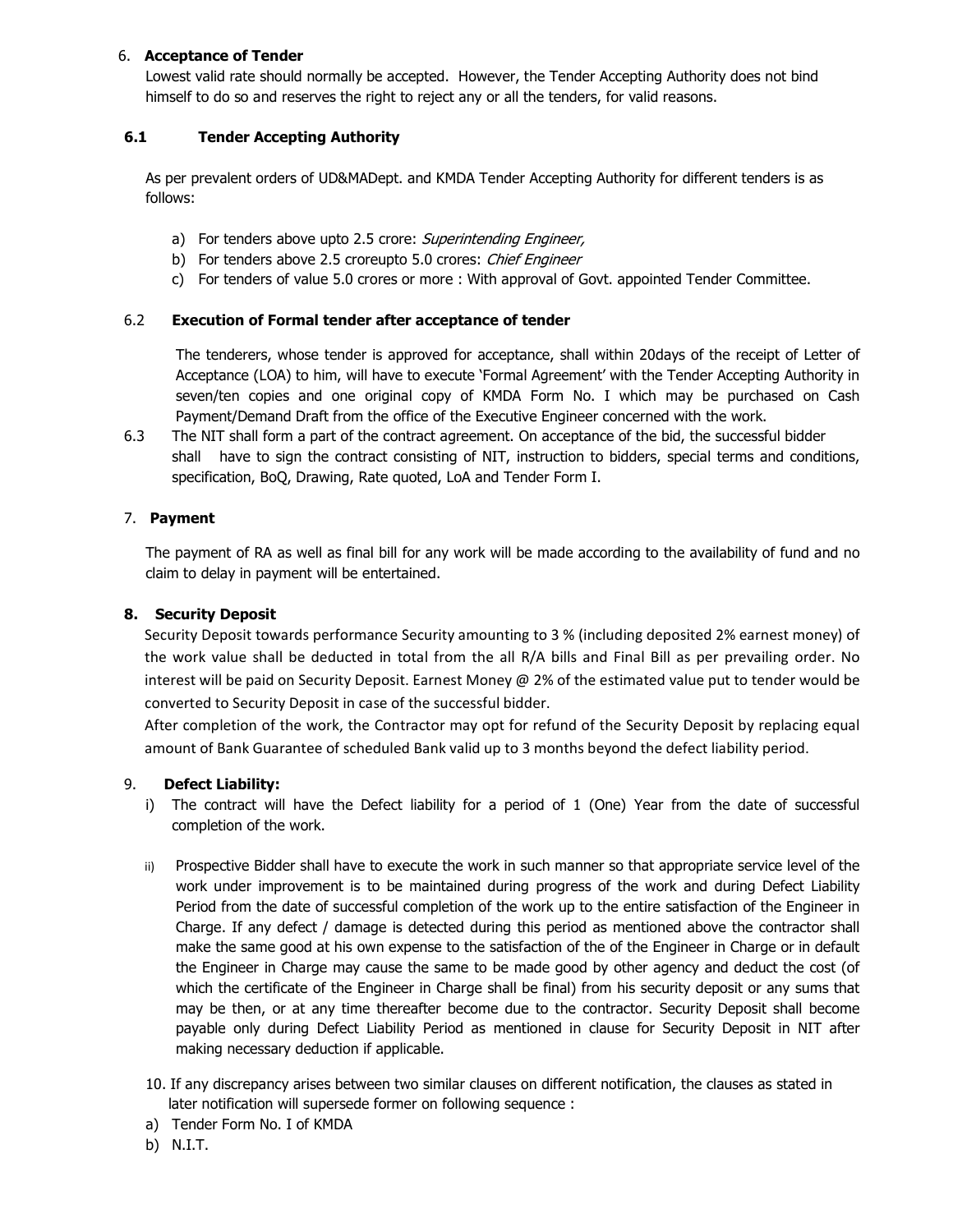6. **Acceptance of Tender**

Lowest valid rate should normally be accepted. However, the Tender Accepting Authority does not bind himself to do so and reserves the right to reject any or all the tenders, for valid reasons.

**6.1 Tender Accepting Authority**

As per prevalent orders of UD&MADept. and KMDA Tender Accepting Authority for different tenders is as follows:

a) For tenders above upto 2.5 crore: *Superintending Engineer,*
b) For tenders above 2.5 croreupto 5.0 crores: *Chief Engineer*
c) For tenders of value 5.0 crores or more : With approval of Govt. appointed Tender Committee.

6.2 **Execution of Formal tender after acceptance of tender**

The tenderers, whose tender is approved for acceptance, shall within 20days of the receipt of Letter of Acceptance (LOA) to him, will have to execute 'Formal Agreement' with the Tender Accepting Authority in seven/ten copies and one original copy of KMDA Form No. I which may be purchased on Cash Payment/Demand Draft from the office of the Executive Engineer concerned with the work.

6.3 The NIT shall form a part of the contract agreement. On acceptance of the bid, the successful bidder shall have to sign the contract consisting of NIT, instruction to bidders, special terms and conditions, specification, BoQ, Drawing, Rate quoted, LoA and Tender Form I.

7. **Payment**

The payment of RA as well as final bill for any work will be made according to the availability of fund and no claim to delay in payment will be entertained.

**8. Security Deposit**

Security Deposit towards performance Security amounting to 3 % (including deposited 2% earnest money) of the work value shall be deducted in total from the all R/A bills and Final Bill as per prevailing order. No interest will be paid on Security Deposit. Earnest Money @ 2% of the estimated value put to tender would be converted to Security Deposit in case of the successful bidder.

After completion of the work, the Contractor may opt for refund of the Security Deposit by replacing equal amount of Bank Guarantee of scheduled Bank valid up to 3 months beyond the defect liability period.

9. **Defect Liability:**

i) The contract will have the Defect liability for a period of 1 (One) Year from the date of successful completion of the work.

ii) Prospective Bidder shall have to execute the work in such manner so that appropriate service level of the work under improvement is to be maintained during progress of the work and during Defect Liability Period from the date of successful completion of the work up to the entire satisfaction of the Engineer in Charge. If any defect / damage is detected during this period as mentioned above the contractor shall make the same good at his own expense to the satisfaction of the of the Engineer in Charge or in default the Engineer in Charge may cause the same to be made good by other agency and deduct the cost (of which the certificate of the Engineer in Charge shall be final) from his security deposit or any sums that may be then, or at any time thereafter become due to the contractor. Security Deposit shall become payable only during Defect Liability Period as mentioned in clause for Security Deposit in NIT after making necessary deduction if applicable.

10. If any discrepancy arises between two similar clauses on different notification, the clauses as stated in later notification will supersede former on following sequence :

a) Tender Form No. I of KMDA
b) N.I.T.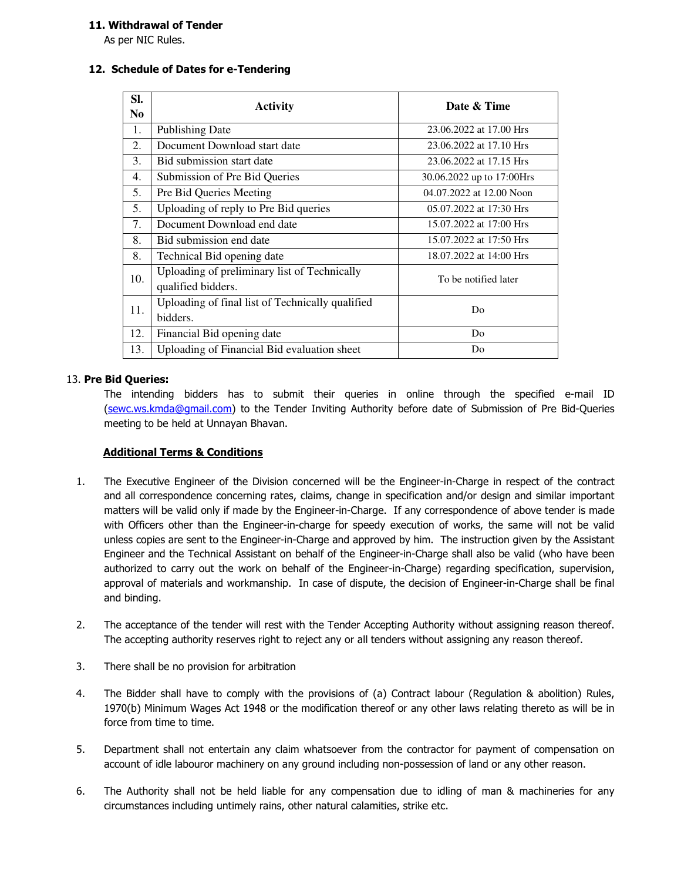**11. Withdrawal of Tender**

As per NIC Rules.

**12. Schedule of Dates for e-Tendering**

| Sl. No | Activity | Date & Time |
|---|---|---|
| 1. | Publishing Date | 23.06.2022 at 17.00 Hrs |
| 2. | Document Download start date | 23.06.2022 at 17.10 Hrs |
| 3. | Bid submission start date | 23.06.2022 at 17.15 Hrs |
| 4. | Submission of Pre Bid Queries | 30.06.2022 up to 17:00Hrs |
| 5. | Pre Bid Queries Meeting | 04.07.2022 at 12.00 Noon |
| 5. | Uploading of reply to Pre Bid queries | 05.07.2022 at 17:30 Hrs |
| 7. | Document Download end date | 15.07.2022 at 17:00 Hrs |
| 8. | Bid submission end date | 15.07.2022 at 17:50 Hrs |
| 8. | Technical Bid opening date | 18.07.2022 at 14:00 Hrs |
| 10. | Uploading of preliminary list of Technically qualified bidders. | To be notified later |
| 11. | Uploading of final list of Technically qualified bidders. | Do |
| 12. | Financial Bid opening date | Do |
| 13. | Uploading of Financial Bid evaluation sheet | Do |

13. **Pre Bid Queries:**

The intending bidders has to submit their queries in online through the specified e-mail ID (sewc.ws.kmda@gmail.com) to the Tender Inviting Authority before date of Submission of Pre Bid-Queries meeting to be held at Unnayan Bhavan.

**Additional Terms & Conditions**

1. The Executive Engineer of the Division concerned will be the Engineer-in-Charge in respect of the contract and all correspondence concerning rates, claims, change in specification and/or design and similar important matters will be valid only if made by the Engineer-in-Charge. If any correspondence of above tender is made with Officers other than the Engineer-in-charge for speedy execution of works, the same will not be valid unless copies are sent to the Engineer-in-Charge and approved by him. The instruction given by the Assistant Engineer and the Technical Assistant on behalf of the Engineer-in-Charge shall also be valid (who have been authorized to carry out the work on behalf of the Engineer-in-Charge) regarding specification, supervision, approval of materials and workmanship. In case of dispute, the decision of Engineer-in-Charge shall be final and binding.

2. The acceptance of the tender will rest with the Tender Accepting Authority without assigning reason thereof. The accepting authority reserves right to reject any or all tenders without assigning any reason thereof.

3. There shall be no provision for arbitration

4. The Bidder shall have to comply with the provisions of (a) Contract labour (Regulation & abolition) Rules, 1970(b) Minimum Wages Act 1948 or the modification thereof or any other laws relating thereto as will be in force from time to time.

5. Department shall not entertain any claim whatsoever from the contractor for payment of compensation on account of idle labouror machinery on any ground including non-possession of land or any other reason.

6. The Authority shall not be held liable for any compensation due to idling of man & machineries for any circumstances including untimely rains, other natural calamities, strike etc.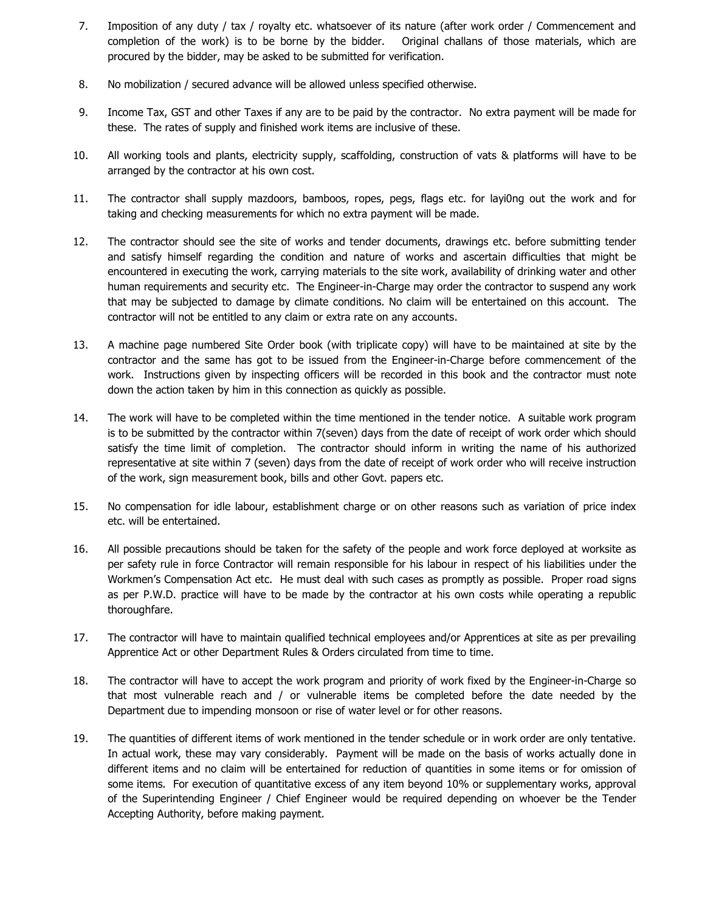7. Imposition of any duty / tax / royalty etc. whatsoever of its nature (after work order / Commencement and completion of the work) is to be borne by the bidder. Original challans of those materials, which are procured by the bidder, may be asked to be submitted for verification.

8. No mobilization / secured advance will be allowed unless specified otherwise.

9. Income Tax, GST and other Taxes if any are to be paid by the contractor. No extra payment will be made for these. The rates of supply and finished work items are inclusive of these.

10. All working tools and plants, electricity supply, scaffolding, construction of vats & platforms will have to be arranged by the contractor at his own cost.

11. The contractor shall supply mazdoors, bamboos, ropes, pegs, flags etc. for layi0ng out the work and for taking and checking measurements for which no extra payment will be made.

12. The contractor should see the site of works and tender documents, drawings etc. before submitting tender and satisfy himself regarding the condition and nature of works and ascertain difficulties that might be encountered in executing the work, carrying materials to the site work, availability of drinking water and other human requirements and security etc. The Engineer-in-Charge may order the contractor to suspend any work that may be subjected to damage by climate conditions. No claim will be entertained on this account. The contractor will not be entitled to any claim or extra rate on any accounts.

13. A machine page numbered Site Order book (with triplicate copy) will have to be maintained at site by the contractor and the same has got to be issued from the Engineer-in-Charge before commencement of the work. Instructions given by inspecting officers will be recorded in this book and the contractor must note down the action taken by him in this connection as quickly as possible.

14. The work will have to be completed within the time mentioned in the tender notice. A suitable work program is to be submitted by the contractor within 7(seven) days from the date of receipt of work order which should satisfy the time limit of completion. The contractor should inform in writing the name of his authorized representative at site within 7 (seven) days from the date of receipt of work order who will receive instruction of the work, sign measurement book, bills and other Govt. papers etc.

15. No compensation for idle labour, establishment charge or on other reasons such as variation of price index etc. will be entertained.

16. All possible precautions should be taken for the safety of the people and work force deployed at worksite as per safety rule in force Contractor will remain responsible for his labour in respect of his liabilities under the Workmen's Compensation Act etc. He must deal with such cases as promptly as possible. Proper road signs as per P.W.D. practice will have to be made by the contractor at his own costs while operating a republic thoroughfare.

17. The contractor will have to maintain qualified technical employees and/or Apprentices at site as per prevailing Apprentice Act or other Department Rules & Orders circulated from time to time.

18. The contractor will have to accept the work program and priority of work fixed by the Engineer-in-Charge so that most vulnerable reach and / or vulnerable items be completed before the date needed by the Department due to impending monsoon or rise of water level or for other reasons.

19. The quantities of different items of work mentioned in the tender schedule or in work order are only tentative. In actual work, these may vary considerably. Payment will be made on the basis of works actually done in different items and no claim will be entertained for reduction of quantities in some items or for omission of some items. For execution of quantitative excess of any item beyond 10% or supplementary works, approval of the Superintending Engineer / Chief Engineer would be required depending on whoever be the Tender Accepting Authority, before making payment.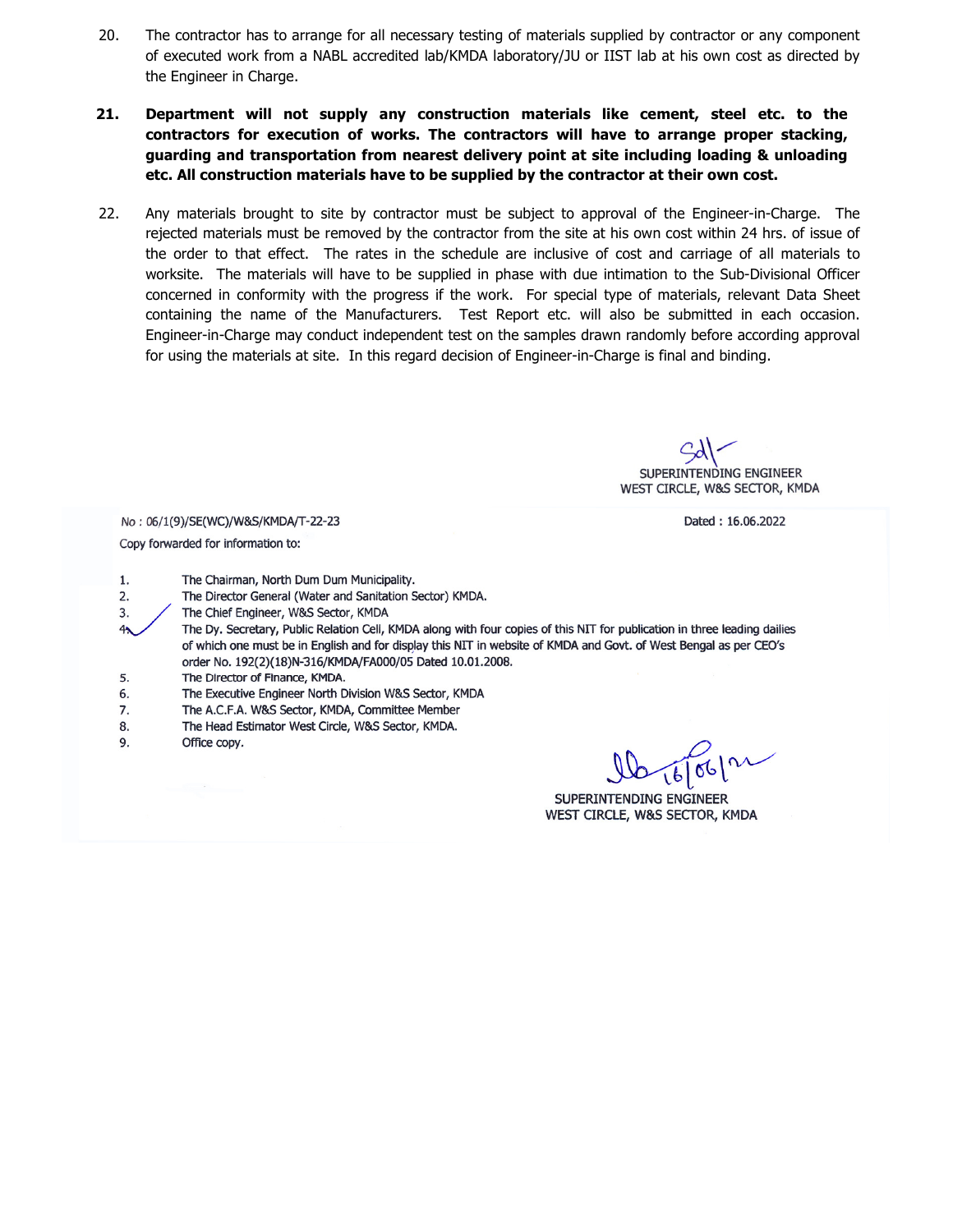20. The contractor has to arrange for all necessary testing of materials supplied by contractor or any component of executed work from a NABL accredited lab/KMDA laboratory/JU or IIST lab at his own cost as directed by the Engineer in Charge.

21. **Department will not supply any construction materials like cement, steel etc. to the contractors for execution of works. The contractors will have to arrange proper stacking, guarding and transportation from nearest delivery point at site including loading & unloading etc. All construction materials have to be supplied by the contractor at their own cost.**

22. Any materials brought to site by contractor must be subject to approval of the Engineer-in-Charge. The rejected materials must be removed by the contractor from the site at his own cost within 24 hrs. of issue of the order to that effect. The rates in the schedule are inclusive of cost and carriage of all materials to worksite. The materials will have to be supplied in phase with due intimation to the Sub-Divisional Officer concerned in conformity with the progress if the work. For special type of materials, relevant Data Sheet containing the name of the Manufacturers. Test Report etc. will also be submitted in each occasion. Engineer-in-Charge may conduct independent test on the samples drawn randomly before according approval for using the materials at site. In this regard decision of Engineer-in-Charge is final and binding.

Sd/-

SUPERINTENDING ENGINEER
WEST CIRCLE, W&S SECTOR, KMDA

No : 06/1(9)/SE(WC)/W&S/KMDA/T-22-23 Dated : 16.06.2022

Copy forwarded for information to:

1. The Chairman, North Dum Dum Municipality.
2. The Director General (Water and Sanitation Sector) KMDA.
3. The Chief Engineer, W&S Sector, KMDA
4. The Dy. Secretary, Public Relation Cell, KMDA along with four copies of this NIT for publication in three leading dailies of which one must be in English and for display this NIT in website of KMDA and Govt. of West Bengal as per CEO's order No. 192(2)(18)N-316/KMDA/FA000/05 Dated 10.01.2008.
5. The Director of Finance, KMDA.
6. The Executive Engineer North Division W&S Sector, KMDA
7. The A.C.F.A. W&S Sector, KMDA, Committee Member
8. The Head Estimator West Circle, W&S Sector, KMDA.
9. Office copy.

16/06/22

SUPERINTENDING ENGINEER
WEST CIRCLE, W&S SECTOR, KMDA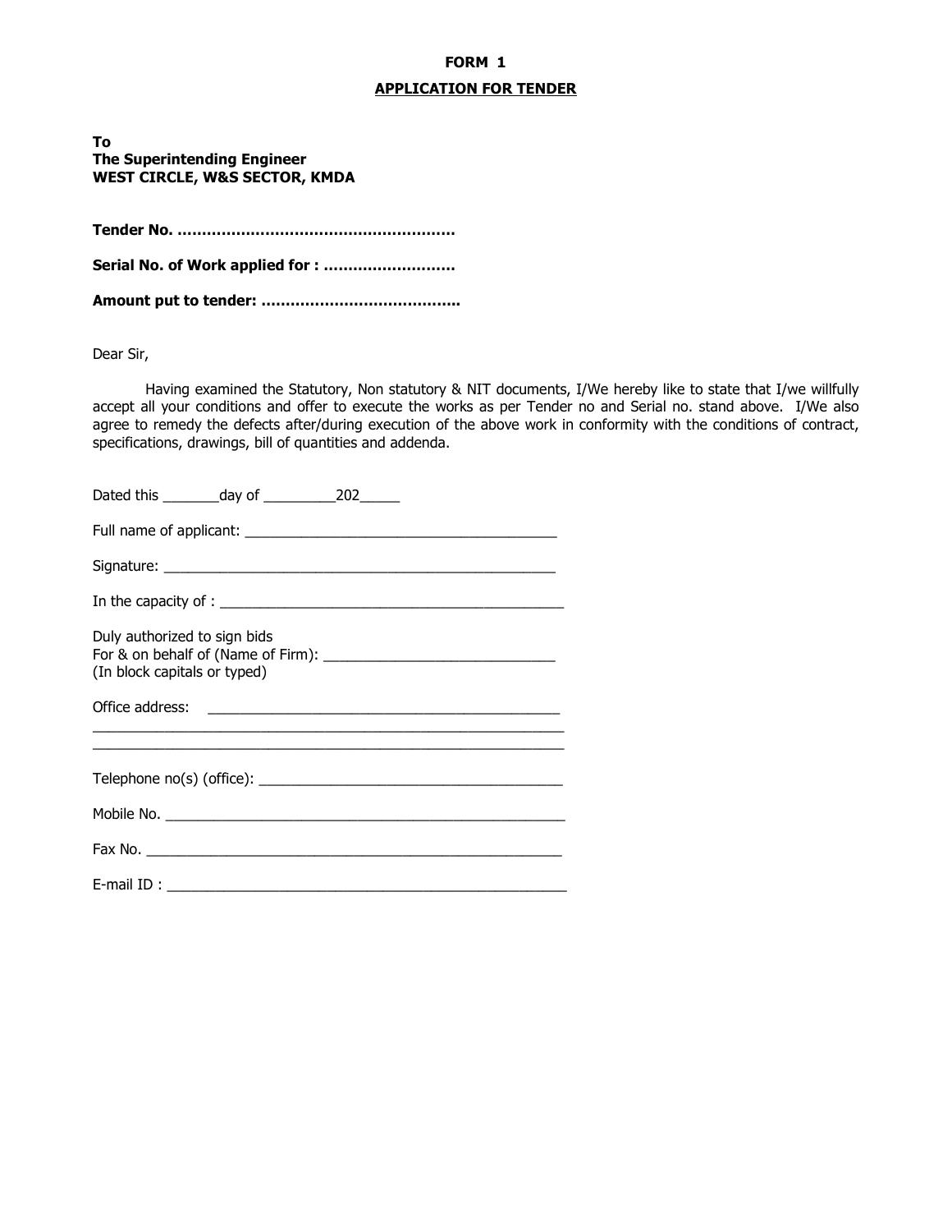**FORM 1**

**APPLICATION FOR TENDER**

**To**
**The Superintending Engineer**
**WEST CIRCLE, W&S SECTOR, KMDA**

**Tender No. ………………………………………………**

**Serial No. of Work applied for : ………………………**

**Amount put to tender: …………………………………..**

Dear Sir,

Having examined the Statutory, Non statutory & NIT documents, I/We hereby like to state that I/we willfully accept all your conditions and offer to execute the works as per Tender no and Serial no. stand above. I/We also agree to remedy the defects after/during execution of the above work in conformity with the conditions of contract, specifications, drawings, bill of quantities and addenda.

Dated this _______day of _________202_____

Full name of applicant: ______________________________________

Signature: _________________________________________________

In the capacity of : ___________________________________________

Duly authorized to sign bids
For & on behalf of (Name of Firm): ____________________________
(In block capitals or typed)

Office address: ____________________________________________
____________________________________________________________
____________________________________________________________

Telephone no(s) (office): _____________________________________

Mobile No. __________________________________________________

Fax No. ____________________________________________________

E-mail ID : __________________________________________________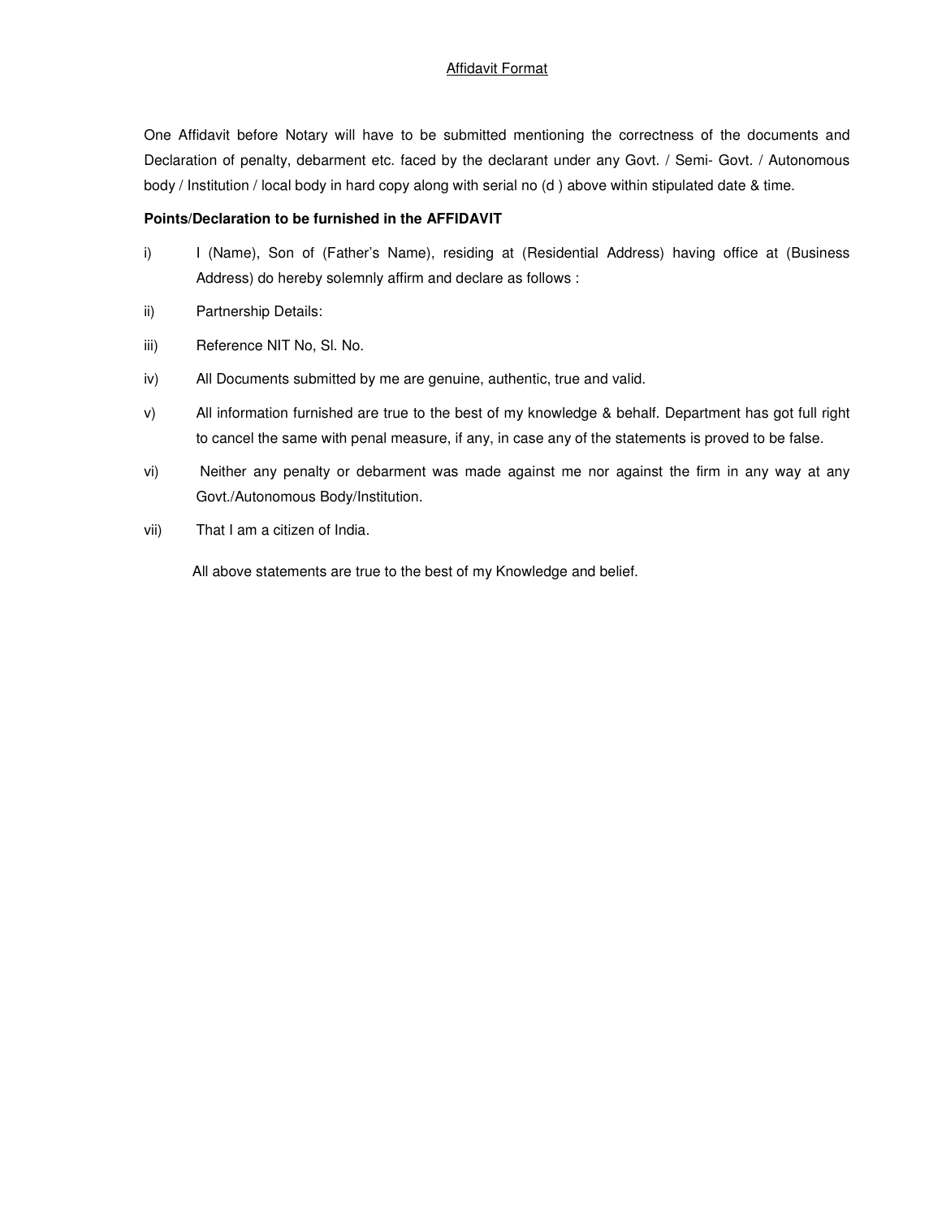## Affidavit Format

One Affidavit before Notary will have to be submitted mentioning the correctness of the documents and Declaration of penalty, debarment etc. faced by the declarant under any Govt. / Semi- Govt. / Autonomous body / Institution / local body in hard copy along with serial no (d ) above within stipulated date & time.

**Points/Declaration to be furnished in the AFFIDAVIT**

i) I (Name), Son of (Father's Name), residing at (Residential Address) having office at (Business Address) do hereby solemnly affirm and declare as follows :

ii) Partnership Details:

iii) Reference NIT No, Sl. No.

iv) All Documents submitted by me are genuine, authentic, true and valid.

v) All information furnished are true to the best of my knowledge & behalf. Department has got full right to cancel the same with penal measure, if any, in case any of the statements is proved to be false.

vi) Neither any penalty or debarment was made against me nor against the firm in any way at any Govt./Autonomous Body/Institution.

vii) That I am a citizen of India.

All above statements are true to the best of my Knowledge and belief.